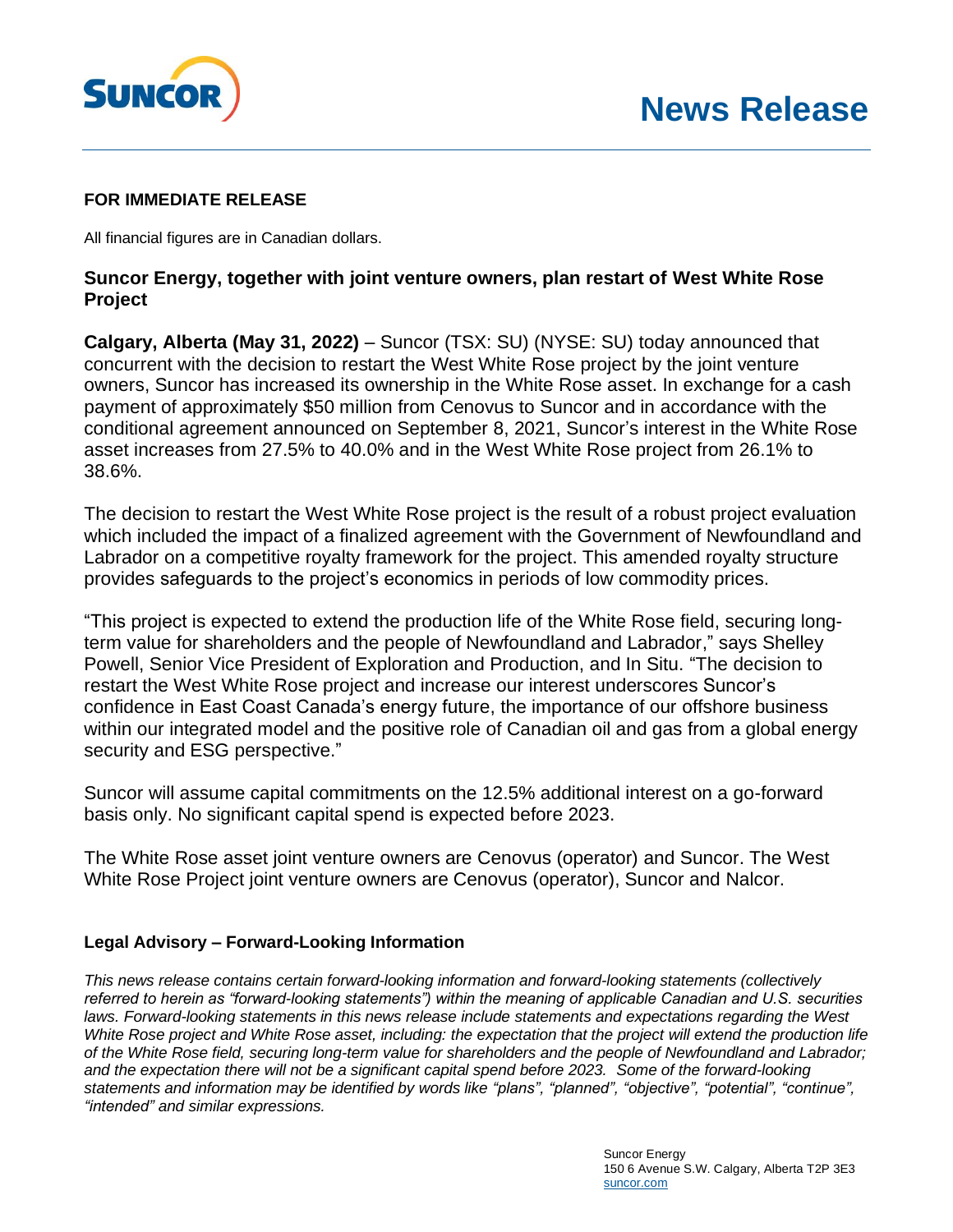# News Release

**FOR IMMEDIATE RELEASE**

All financial figures are in Canadian dollars.

## Suncor Energy, together with joint venture owners, plan restart of West White Rose Project

**Calgary, Alberta (May 31, 2022)** – Suncor (TSX: SU) (NYSE: SU) today announced that concurrent with the decision to restart the West White Rose project by the joint venture owners, Suncor has increased its ownership in the White Rose asset. In exchange for a cash payment of approximately $50 million from Cenovus to Suncor and in accordance with the conditional agreement announced on September 8, 2021, Suncor's interest in the White Rose asset increases from 27.5% to 40.0% and in the West White Rose project from 26.1% to 38.6%.

The decision to restart the West White Rose project is the result of a robust project evaluation which included the impact of a finalized agreement with the Government of Newfoundland and Labrador on a competitive royalty framework for the project. This amended royalty structure provides safeguards to the project's economics in periods of low commodity prices.

"This project is expected to extend the production life of the White Rose field, securing long-term value for shareholders and the people of Newfoundland and Labrador," says Shelley Powell, Senior Vice President of Exploration and Production, and In Situ. "The decision to restart the West White Rose project and increase our interest underscores Suncor's confidence in East Coast Canada's energy future, the importance of our offshore business within our integrated model and the positive role of Canadian oil and gas from a global energy security and ESG perspective."

Suncor will assume capital commitments on the 12.5% additional interest on a go-forward basis only. No significant capital spend is expected before 2023.

The White Rose asset joint venture owners are Cenovus (operator) and Suncor. The West White Rose Project joint venture owners are Cenovus (operator), Suncor and Nalcor.

### Legal Advisory – Forward-Looking Information

*This news release contains certain forward-looking information and forward-looking statements (collectively referred to herein as "forward-looking statements") within the meaning of applicable Canadian and U.S. securities laws. Forward-looking statements in this news release include statements and expectations regarding the West White Rose project and White Rose asset, including: the expectation that the project will extend the production life of the White Rose field, securing long-term value for shareholders and the people of Newfoundland and Labrador; and the expectation there will not be a significant capital spend before 2023. Some of the forward-looking statements and information may be identified by words like "plans", "planned", "objective", "potential", "continue", "intended" and similar expressions.*

Suncor Energy
150 6 Avenue S.W. Calgary, Alberta T2P 3E3
suncor.com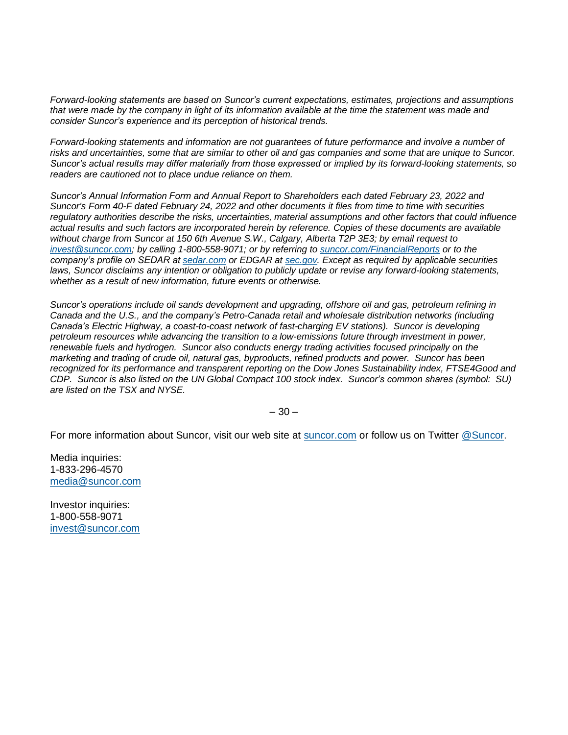*Forward-looking statements are based on Suncor's current expectations, estimates, projections and assumptions that were made by the company in light of its information available at the time the statement was made and consider Suncor's experience and its perception of historical trends.*

*Forward-looking statements and information are not guarantees of future performance and involve a number of risks and uncertainties, some that are similar to other oil and gas companies and some that are unique to Suncor. Suncor's actual results may differ materially from those expressed or implied by its forward-looking statements, so readers are cautioned not to place undue reliance on them.*

*Suncor's Annual Information Form and Annual Report to Shareholders each dated February 23, 2022 and Suncor's Form 40-F dated February 24, 2022 and other documents it files from time to time with securities regulatory authorities describe the risks, uncertainties, material assumptions and other factors that could influence actual results and such factors are incorporated herein by reference. Copies of these documents are available without charge from Suncor at 150 6th Avenue S.W., Calgary, Alberta T2P 3E3; by email request to invest@suncor.com; by calling 1-800-558-9071; or by referring to suncor.com/FinancialReports or to the company's profile on SEDAR at sedar.com or EDGAR at sec.gov. Except as required by applicable securities laws, Suncor disclaims any intention or obligation to publicly update or revise any forward-looking statements, whether as a result of new information, future events or otherwise.*

*Suncor's operations include oil sands development and upgrading, offshore oil and gas, petroleum refining in Canada and the U.S., and the company's Petro-Canada retail and wholesale distribution networks (including Canada's Electric Highway, a coast-to-coast network of fast-charging EV stations). Suncor is developing petroleum resources while advancing the transition to a low-emissions future through investment in power, renewable fuels and hydrogen. Suncor also conducts energy trading activities focused principally on the marketing and trading of crude oil, natural gas, byproducts, refined products and power. Suncor has been recognized for its performance and transparent reporting on the Dow Jones Sustainability index, FTSE4Good and CDP. Suncor is also listed on the UN Global Compact 100 stock index. Suncor's common shares (symbol: SU) are listed on the TSX and NYSE.*

– 30 –

For more information about Suncor, visit our web site at suncor.com or follow us on Twitter @Suncor.

Media inquiries:
1-833-296-4570
media@suncor.com

Investor inquiries:
1-800-558-9071
invest@suncor.com